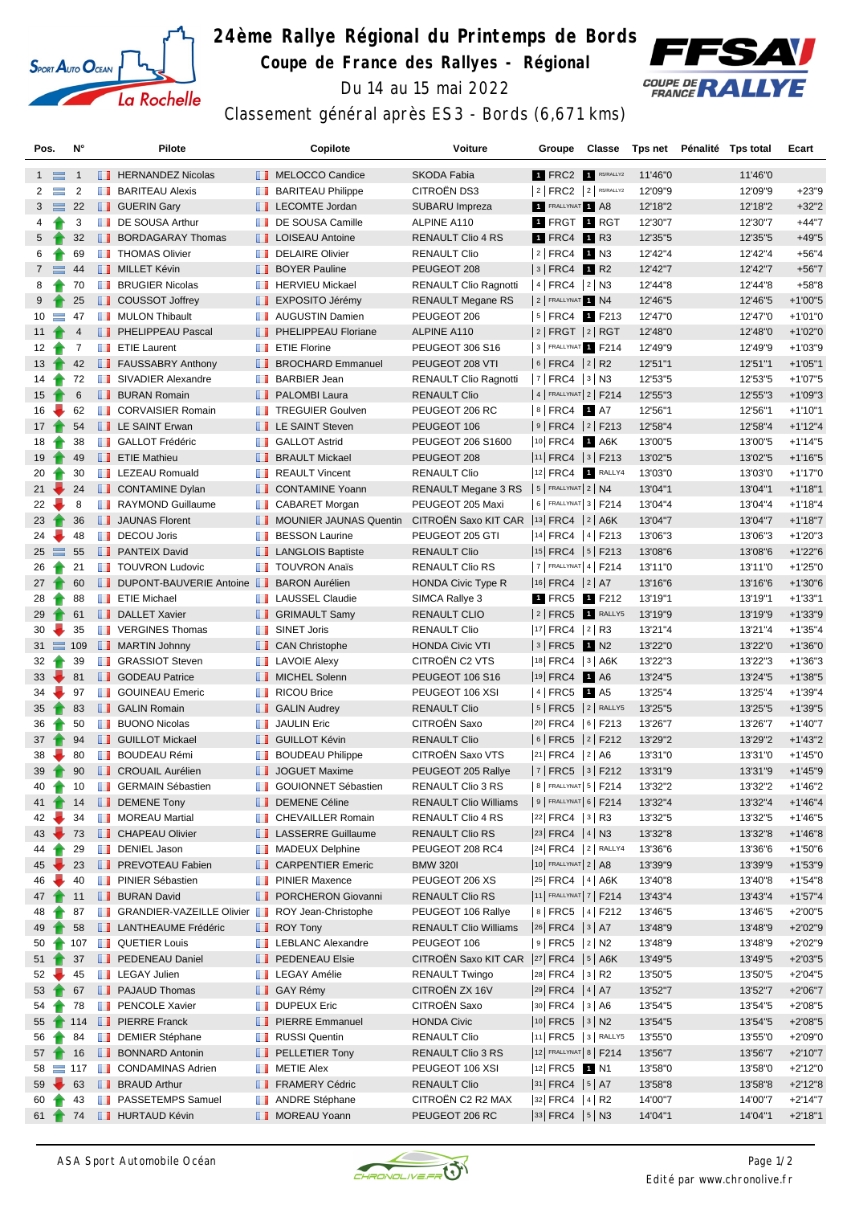# 24ème Rallye Régional du Printemps de Bords

## Coupe de France des Rallyes - Régional

Du 14 au 15 mai 2022

Classement général après ES3 - Bords (6,671 kms)

| Pos. | N° | Pilote | Copilote | Voiture | Groupe | Classe | Tps net | Pénalité | Tps total | Ecart |
|---|---|---|---|---|---|---|---|---|---|---|
| 1 | 1 | HERNANDEZ Nicolas | MELOCCO Candice | SKODA Fabia | 1 FRC2 | 1 R5/RALLY2 | 11'46"0 | | 11'46"0 | |
| 2 | 2 | BARITEAU Alexis | BARITEAU Philippe | CITROËN DS3 | 2 FRC2 | 2 R5/RALLY2 | 12'09"9 | | 12'09"9 | +23"9 |
| 3 | 22 | GUERIN Gary | LECOMTE Jordan | SUBARU Impreza | 1 FRALLYNAT | 1 A8 | 12'18"2 | | 12'18"2 | +32"2 |
| 4 | 3 | DE SOUSA Arthur | DE SOUSA Camille | ALPINE A110 | 1 FRGT | 1 RGT | 12'30"7 | | 12'30"7 | +44"7 |
| 5 | 32 | BORDAGARAY Thomas | LOISEAU Antoine | RENAULT Clio 4 RS | 1 FRC4 | 1 R3 | 12'35"5 | | 12'35"5 | +49"5 |
| 6 | 69 | THOMAS Olivier | DELAIRE Olivier | RENAULT Clio | 2 FRC4 | 1 N3 | 12'42"4 | | 12'42"4 | +56"4 |
| 7 | 44 | MILLET Kévin | BOYER Pauline | PEUGEOT 208 | 3 FRC4 | 1 R2 | 12'42"7 | | 12'42"7 | +56"7 |
| 8 | 70 | BRUGIER Nicolas | HERVIEU Mickael | RENAULT Clio Ragnotti | 4 FRC4 | 2 N3 | 12'44"8 | | 12'44"8 | +58"8 |
| 9 | 25 | COUSSOT Joffrey | EXPOSITO Jérémy | RENAULT Megane RS | 2 FRALLYNAT | 1 N4 | 12'46"5 | | 12'46"5 | +1'00"5 |
| 10 | 47 | MULON Thibault | AUGUSTIN Damien | PEUGEOT 206 | 5 FRC4 | 1 F213 | 12'47"0 | | 12'47"0 | +1'01"0 |
| 11 | 4 | PHELIPPEAU Pascal | PHELIPPEAU Floriane | ALPINE A110 | 2 FRGT | 2 RGT | 12'48"0 | | 12'48"0 | +1'02"0 |
| 12 | 7 | ETIE Laurent | ETIE Florine | PEUGEOT 306 S16 | 3 FRALLYNAT | 1 F214 | 12'49"9 | | 12'49"9 | +1'03"9 |
| 13 | 42 | FAUSSABRY Anthony | BROCHARD Emmanuel | PEUGEOT 208 VTI | 6 FRC4 | 2 R2 | 12'51"1 | | 12'51"1 | +1'05"1 |
| 14 | 72 | SIVADIER Alexandre | BARBIER Jean | RENAULT Clio Ragnotti | 7 FRC4 | 3 N3 | 12'53"5 | | 12'53"5 | +1'07"5 |
| 15 | 6 | BURAN Romain | PALOMBI Laura | RENAULT Clio | 4 FRALLYNAT | 2 F214 | 12'55"3 | | 12'55"3 | +1'09"3 |
| 16 | 62 | CORVAISIER Romain | TREGUIER Goulven | PEUGEOT 206 RC | 8 FRC4 | 1 A7 | 12'56"1 | | 12'56"1 | +1'10"1 |
| 17 | 54 | LE SAINT Erwan | LE SAINT Steven | PEUGEOT 106 | 9 FRC4 | 2 F213 | 12'58"4 | | 12'58"4 | +1'12"4 |
| 18 | 38 | GALLOT Frédéric | GALLOT Astrid | PEUGEOT 206 S1600 | 10 FRC4 | 1 A6K | 13'00"5 | | 13'00"5 | +1'14"5 |
| 19 | 49 | ETIE Mathieu | BRAULT Mickael | PEUGEOT 208 | 11 FRC4 | 3 F213 | 13'02"5 | | 13'02"5 | +1'16"5 |
| 20 | 30 | LEZEAU Romuald | REAULT Vincent | RENAULT Clio | 12 FRC4 | 1 RALLY4 | 13'03"0 | | 13'03"0 | +1'17"0 |
| 21 | 24 | CONTAMINE Dylan | CONTAMINE Yoann | RENAULT Megane 3 RS | 5 FRALLYNAT | 2 N4 | 13'04"1 | | 13'04"1 | +1'18"1 |
| 22 | 8 | RAYMOND Guillaume | CABARET Morgan | PEUGEOT 205 Maxi | 6 FRALLYNAT | 3 F214 | 13'04"4 | | 13'04"4 | +1'18"4 |
| 23 | 36 | JAUNAS Florent | MOUNIER JAUNAS Quentin | CITROËN Saxo KIT CAR | 13 FRC4 | 2 A6K | 13'04"7 | | 13'04"7 | +1'18"7 |
| 24 | 48 | DECOU Joris | BESSON Laurine | PEUGEOT 205 GTI | 14 FRC4 | 4 F213 | 13'06"3 | | 13'06"3 | +1'20"3 |
| 25 | 55 | PANTEIX David | LANGLOIS Baptiste | RENAULT Clio | 15 FRC4 | 5 F213 | 13'08"6 | | 13'08"6 | +1'22"6 |
| 26 | 21 | TOUVRON Ludovic | TOUVRON Anaïs | RENAULT Clio RS | 7 FRALLYNAT | 4 F214 | 13'11"0 | | 13'11"0 | +1'25"0 |
| 27 | 60 | DUPONT-BAUVERIE Antoine | BARON Aurélien | HONDA Civic Type R | 16 FRC4 | 2 A7 | 13'16"6 | | 13'16"6 | +1'30"6 |
| 28 | 88 | ETIE Michael | LAUSSEL Claudie | SIMCA Rallye 3 | 1 FRC5 | 1 F212 | 13'19"1 | | 13'19"1 | +1'33"1 |
| 29 | 61 | DALLET Xavier | GRIMAULT Samy | RENAULT CLIO | 2 FRC5 | 1 RALLY5 | 13'19"9 | | 13'19"9 | +1'33"9 |
| 30 | 35 | VERGINES Thomas | SINET Joris | RENAULT Clio | 17 FRC4 | 2 R3 | 13'21"4 | | 13'21"4 | +1'35"4 |
| 31 | 109 | MARTIN Johnny | CAN Christophe | HONDA Civic VTI | 3 FRC5 | 1 N2 | 13'22"0 | | 13'22"0 | +1'36"0 |
| 32 | 39 | GRASSIOT Steven | LAVOIE Alexy | CITROËN C2 VTS | 18 FRC4 | 3 A6K | 13'22"3 | | 13'22"3 | +1'36"3 |
| 33 | 81 | GODEAU Patrice | MICHEL Solenn | PEUGEOT 106 S16 | 19 FRC4 | 1 A6 | 13'24"5 | | 13'24"5 | +1'38"5 |
| 34 | 97 | GOUINEAU Emeric | RICOU Brice | PEUGEOT 106 XSI | 4 FRC5 | 1 A5 | 13'25"4 | | 13'25"4 | +1'39"4 |
| 35 | 83 | GALIN Romain | GALIN Audrey | RENAULT Clio | 5 FRC5 | 2 RALLY5 | 13'25"5 | | 13'25"5 | +1'39"5 |
| 36 | 50 | BUONO Nicolas | JAULIN Eric | CITROËN Saxo | 20 FRC4 | 6 F213 | 13'26"7 | | 13'26"7 | +1'40"7 |
| 37 | 94 | GUILLOT Mickael | GUILLOT Kévin | RENAULT Clio | 6 FRC5 | 2 F212 | 13'29"2 | | 13'29"2 | +1'43"2 |
| 38 | 80 | BOUDEAU Rémi | BOUDEAU Philippe | CITROËN Saxo VTS | 21 FRC4 | 2 A6 | 13'31"0 | | 13'31"0 | +1'45"0 |
| 39 | 90 | CROUAIL Aurélien | JOGUET Maxime | PEUGEOT 205 Rallye | 7 FRC5 | 3 F212 | 13'31"9 | | 13'31"9 | +1'45"9 |
| 40 | 10 | GERMAIN Sébastien | GOUIONNET Sébastien | RENAULT Clio 3 RS | 8 FRALLYNAT | 5 F214 | 13'32"2 | | 13'32"2 | +1'46"2 |
| 41 | 14 | DEMENE Tony | DEMENE Céline | RENAULT Clio Williams | 9 FRALLYNAT | 6 F214 | 13'32"4 | | 13'32"4 | +1'46"4 |
| 42 | 34 | MOREAU Martial | CHEVAILLER Romain | RENAULT Clio 4 RS | 22 FRC4 | 3 R3 | 13'32"5 | | 13'32"5 | +1'46"5 |
| 43 | 73 | CHAPEAU Olivier | LASSERRE Guillaume | RENAULT Clio RS | 23 FRC4 | 4 N3 | 13'32"8 | | 13'32"8 | +1'46"8 |
| 44 | 29 | DENIEL Jason | MADEUX Delphine | PEUGEOT 208 RC4 | 24 FRC4 | 2 RALLY4 | 13'36"6 | | 13'36"6 | +1'50"6 |
| 45 | 23 | PREVOTEAU Fabien | CARPENTIER Emeric | BMW 320I | 10 FRALLYNAT | 2 A8 | 13'39"9 | | 13'39"9 | +1'53"9 |
| 46 | 40 | PINIER Sébastien | PINIER Maxence | PEUGEOT 206 XS | 25 FRC4 | 4 A6K | 13'40"8 | | 13'40"8 | +1'54"8 |
| 47 | 11 | BURAN David | PORCHERON Giovanni | RENAULT Clio RS | 11 FRALLYNAT | 7 F214 | 13'43"4 | | 13'43"4 | +1'57"4 |
| 48 | 87 | GRANDIER-VAZEILLE Olivier | ROY Jean-Christophe | PEUGEOT 106 Rallye | 8 FRC5 | 4 F212 | 13'46"5 | | 13'46"5 | +2'00"5 |
| 49 | 58 | LANTHEAUME Frédéric | ROY Tony | RENAULT Clio Williams | 26 FRC4 | 3 A7 | 13'48"9 | | 13'48"9 | +2'02"9 |
| 50 | 107 | QUETIER Louis | LEBLANC Alexandre | PEUGEOT 106 | 9 FRC5 | 2 N2 | 13'48"9 | | 13'48"9 | +2'02"9 |
| 51 | 37 | PEDENEAU Daniel | PEDENEAU Elsie | CITROËN Saxo KIT CAR | 27 FRC4 | 5 A6K | 13'49"5 | | 13'49"5 | +2'03"5 |
| 52 | 45 | LEGAY Julien | LEGAY Amélie | RENAULT Twingo | 28 FRC4 | 3 R2 | 13'50"5 | | 13'50"5 | +2'04"5 |
| 53 | 67 | PAJAUD Thomas | GAY Rémy | CITROËN ZX 16V | 29 FRC4 | 4 A7 | 13'52"7 | | 13'52"7 | +2'06"7 |
| 54 | 78 | PENCOLE Xavier | DUPEUX Eric | CITROËN Saxo | 30 FRC4 | 3 A6 | 13'54"5 | | 13'54"5 | +2'08"5 |
| 55 | 114 | PIERRE Franck | PIERRE Emmanuel | HONDA Civic | 10 FRC5 | 3 N2 | 13'54"5 | | 13'54"5 | +2'08"5 |
| 56 | 84 | DEMIER Stéphane | RUSSI Quentin | RENAULT Clio | 11 FRC5 | 3 RALLY5 | 13'55"0 | | 13'55"0 | +2'09"0 |
| 57 | 16 | BONNARD Antonin | PELLETIER Tony | RENAULT Clio 3 RS | 12 FRALLYNAT | 8 F214 | 13'56"7 | | 13'56"7 | +2'10"7 |
| 58 | 117 | CONDAMINAS Adrien | METIE Alex | PEUGEOT 106 XSI | 12 FRC5 | 1 N1 | 13'58"0 | | 13'58"0 | +2'12"0 |
| 59 | 63 | BRAUD Arthur | FRAMERY Cédric | RENAULT Clio | 31 FRC4 | 5 A7 | 13'58"8 | | 13'58"8 | +2'12"8 |
| 60 | 43 | PASSETEMPS Samuel | ANDRE Stéphane | CITROËN C2 R2 MAX | 32 FRC4 | 4 R2 | 14'00"7 | | 14'00"7 | +2'14"7 |
| 61 | 74 | HURTAUD Kévin | MOREAU Yoann | PEUGEOT 206 RC | 33 FRC4 | 5 N3 | 14'04"1 | | 14'04"1 | +2'18"1 |

ASA Sport Automobile Océan

Edité par www.chronolive.fr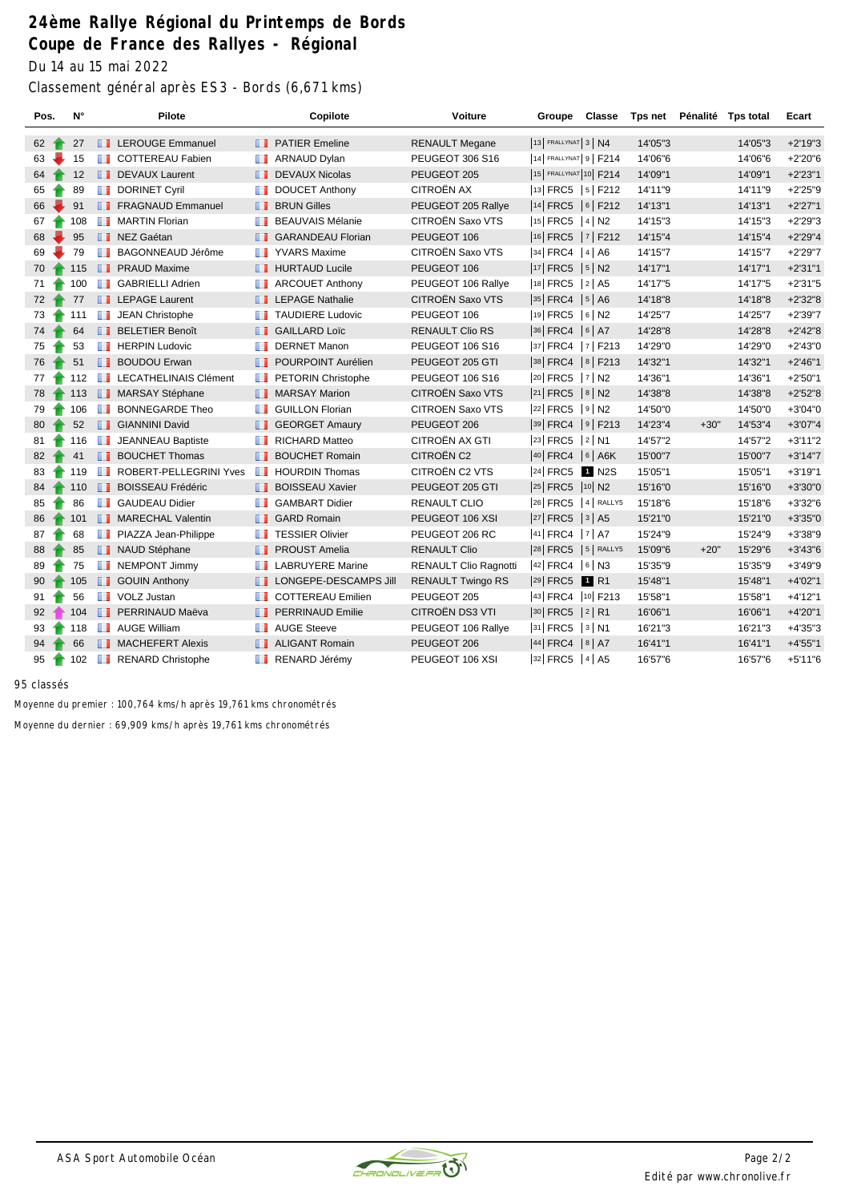# 24ème Rallye Régional du Printemps de Bords
# Coupe de France des Rallyes - Régional

Du 14 au 15 mai 2022

Classement général après ES3 - Bords (6,671 kms)

| Pos. | N° | Pilote | Copilote | Voiture | Groupe | Classe | Tps net | Pénalité | Tps total | Ecart |
|---|---|---|---|---|---|---|---|---|---|---|
| 62 | 27 | LEROUGE Emmanuel | PATIER Emeline | RENAULT Megane | 13 FRALLYNAT | 3 N4 | 14'05"3 | | 14'05"3 | +2'19"3 |
| 63 | 15 | COTTEREAU Fabien | ARNAUD Dylan | PEUGEOT 306 S16 | 14 FRALLYNAT | 9 F214 | 14'06"6 | | 14'06"6 | +2'20"6 |
| 64 | 12 | DEVAUX Laurent | DEVAUX Nicolas | PEUGEOT 205 | 15 FRALLYNAT | 10 F214 | 14'09"1 | | 14'09"1 | +2'23"1 |
| 65 | 89 | DORINET Cyril | DOUCET Anthony | CITROËN AX | 13 FRC5 | 5 F212 | 14'11"9 | | 14'11"9 | +2'25"9 |
| 66 | 91 | FRAGNAUD Emmanuel | BRUN Gilles | PEUGEOT 205 Rallye | 14 FRC5 | 6 F212 | 14'13"1 | | 14'13"1 | +2'27"1 |
| 67 | 108 | MARTIN Florian | BEAUVAIS Mélanie | CITROËN Saxo VTS | 15 FRC5 | 4 N2 | 14'15"3 | | 14'15"3 | +2'29"3 |
| 68 | 95 | NEZ Gaétan | GARANDEAU Florian | PEUGEOT 106 | 16 FRC5 | 7 F212 | 14'15"4 | | 14'15"4 | +2'29"4 |
| 69 | 79 | BAGONNEAUD Jérôme | YVARS Maxime | CITROËN Saxo VTS | 34 FRC4 | 4 A6 | 14'15"7 | | 14'15"7 | +2'29"7 |
| 70 | 115 | PRAUD Maxime | HURTAUD Lucile | PEUGEOT 106 | 17 FRC5 | 5 N2 | 14'17"1 | | 14'17"1 | +2'31"1 |
| 71 | 100 | GABRIELLI Adrien | ARCOUET Anthony | PEUGEOT 106 Rallye | 18 FRC5 | 2 A5 | 14'17"5 | | 14'17"5 | +2'31"5 |
| 72 | 77 | LEPAGE Laurent | LEPAGE Nathalie | CITROËN Saxo VTS | 35 FRC4 | 5 A6 | 14'18"8 | | 14'18"8 | +2'32"8 |
| 73 | 111 | JEAN Christophe | TAUDIERE Ludovic | PEUGEOT 106 | 19 FRC5 | 6 N2 | 14'25"7 | | 14'25"7 | +2'39"7 |
| 74 | 64 | BELETIER Benoît | GAILLARD Loïc | RENAULT Clio RS | 36 FRC4 | 6 A7 | 14'28"8 | | 14'28"8 | +2'42"8 |
| 75 | 53 | HERPIN Ludovic | DERNET Manon | PEUGEOT 106 S16 | 37 FRC4 | 7 F213 | 14'29"0 | | 14'29"0 | +2'43"0 |
| 76 | 51 | BOUDOU Erwan | POURPOINT Aurélien | PEUGEOT 205 GTI | 38 FRC4 | 8 F213 | 14'32"1 | | 14'32"1 | +2'46"1 |
| 77 | 112 | LECATHELINAIS Clément | PETORIN Christophe | PEUGEOT 106 S16 | 20 FRC5 | 7 N2 | 14'36"1 | | 14'36"1 | +2'50"1 |
| 78 | 113 | MARSAY Stéphane | MARSAY Marion | CITROËN Saxo VTS | 21 FRC5 | 8 N2 | 14'38"8 | | 14'38"8 | +2'52"8 |
| 79 | 106 | BONNEGARDE Theo | GUILLON Florian | CITROEN Saxo VTS | 22 FRC5 | 9 N2 | 14'50"0 | | 14'50"0 | +3'04"0 |
| 80 | 52 | GIANNINI David | GEORGET Amaury | PEUGEOT 206 | 39 FRC4 | 9 F213 | 14'23"4 | +30" | 14'53"4 | +3'07"4 |
| 81 | 116 | JEANNEAU Baptiste | RICHARD Matteo | CITROËN AX GTI | 23 FRC5 | 2 N1 | 14'57"2 | | 14'57"2 | +3'11"2 |
| 82 | 41 | BOUCHET Thomas | BOUCHET Romain | CITROËN C2 | 40 FRC4 | 6 A6K | 15'00"7 | | 15'00"7 | +3'14"7 |
| 83 | 119 | ROBERT-PELLEGRINI Yves | HOURDIN Thomas | CITROËN C2 VTS | 24 FRC5 | 1 N2S | 15'05"1 | | 15'05"1 | +3'19"1 |
| 84 | 110 | BOISSEAU Frédéric | BOISSEAU Xavier | PEUGEOT 205 GTI | 25 FRC5 | 10 N2 | 15'16"0 | | 15'16"0 | +3'30"0 |
| 85 | 86 | GAUDEAU Didier | GAMBART Didier | RENAULT CLIO | 26 FRC5 | 4 RALLY5 | 15'18"6 | | 15'18"6 | +3'32"6 |
| 86 | 101 | MARECHAL Valentin | GARD Romain | PEUGEOT 106 XSI | 27 FRC5 | 3 A5 | 15'21"0 | | 15'21"0 | +3'35"0 |
| 87 | 68 | PIAZZA Jean-Philippe | TESSIER Olivier | PEUGEOT 206 RC | 41 FRC4 | 7 A7 | 15'24"9 | | 15'24"9 | +3'38"9 |
| 88 | 85 | NAUD Stéphane | PROUST Amelia | RENAULT Clio | 28 FRC5 | 5 RALLY5 | 15'09"6 | +20" | 15'29"6 | +3'43"6 |
| 89 | 75 | NEMPONT Jimmy | LABRUYERE Marine | RENAULT Clio Ragnotti | 42 FRC4 | 6 N3 | 15'35"9 | | 15'35"9 | +3'49"9 |
| 90 | 105 | GOUIN Anthony | LONGEPE-DESCAMPS Jill | RENAULT Twingo RS | 29 FRC5 | 1 R1 | 15'48"1 | | 15'48"1 | +4'02"1 |
| 91 | 56 | VOLZ Justan | COTTEREAU Emilien | PEUGEOT 205 | 43 FRC4 | 10 F213 | 15'58"1 | | 15'58"1 | +4'12"1 |
| 92 | 104 | PERRINAUD Maëva | PERRINAUD Emilie | CITROËN DS3 VTI | 30 FRC5 | 2 R1 | 16'06"1 | | 16'06"1 | +4'20"1 |
| 93 | 118 | AUGE William | AUGE Steeve | PEUGEOT 106 Rallye | 31 FRC5 | 3 N1 | 16'21"3 | | 16'21"3 | +4'35"3 |
| 94 | 66 | MACHEFERT Alexis | ALIGANT Romain | PEUGEOT 206 | 44 FRC4 | 8 A7 | 16'41"1 | | 16'41"1 | +4'55"1 |
| 95 | 102 | RENARD Christophe | RENARD Jérémy | PEUGEOT 106 XSI | 32 FRC5 | 4 A5 | 16'57"6 | | 16'57"6 | +5'11"6 |

95 classés

Moyenne du premier : 100,764 kms/h après 19,761 kms chronométrés

Moyenne du dernier : 69,909 kms/h après 19,761 kms chronométrés

ASA Sport Automobile Océan

Edité par www.chronolive.fr